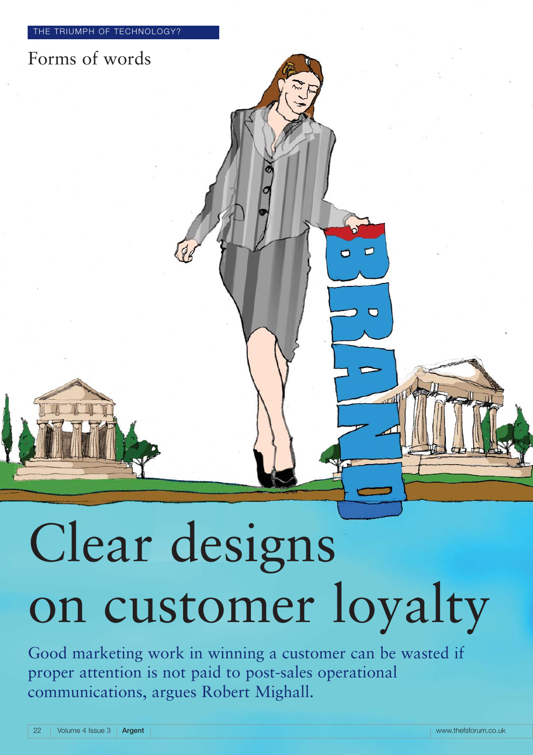THE TRIUMPH OF TECHNOLOGY?

Forms of words

# Clear designs on customer loyalty

Good marketing work in winning a customer can be wasted if proper attention is not paid to post-sales operational communications, argues Robert Mighall.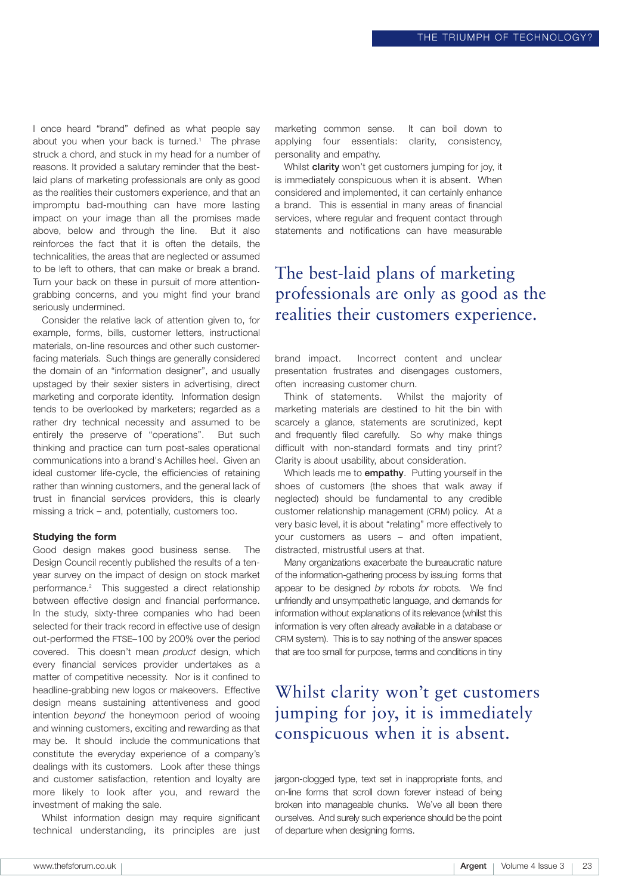I once heard "brand" defined as what people say about you when your back is turned.[1] The phrase struck a chord, and stuck in my head for a number of reasons. It provided a salutary reminder that the best-laid plans of marketing professionals are only as good as the realities their customers experience, and that an impromptu bad-mouthing can have more lasting impact on your image than all the promises made above, below and through the line. But it also reinforces the fact that it is often the details, the technicalities, the areas that are neglected or assumed to be left to others, that can make or break a brand. Turn your back on these in pursuit of more attention-grabbing concerns, and you might find your brand seriously undermined.

Consider the relative lack of attention given to, for example, forms, bills, customer letters, instructional materials, on-line resources and other such customer-facing materials. Such things are generally considered the domain of an "information designer", and usually upstaged by their sexier sisters in advertising, direct marketing and corporate identity. Information design tends to be overlooked by marketers; regarded as a rather dry technical necessity and assumed to be entirely the preserve of "operations". But such thinking and practice can turn post-sales operational communications into a brand's Achilles heel. Given an ideal customer life-cycle, the efficiencies of retaining rather than winning customers, and the general lack of trust in financial services providers, this is clearly missing a trick – and, potentially, customers too.

**Studying the form**

Good design makes good business sense. The Design Council recently published the results of a ten-year survey on the impact of design on stock market performance.[2] This suggested a direct relationship between effective design and financial performance. In the study, sixty-three companies who had been selected for their track record in effective use of design out-performed the FTSE–100 by 200% over the period covered. This doesn't mean *product* design, which every financial services provider undertakes as a matter of competitive necessity. Nor is it confined to headline-grabbing new logos or makeovers. Effective design means sustaining attentiveness and good intention *beyond* the honeymoon period of wooing and winning customers, exciting and rewarding as that may be. It should include the communications that constitute the everyday experience of a company's dealings with its customers. Look after these things and customer satisfaction, retention and loyalty are more likely to look after you, and reward the investment of making the sale.

Whilst information design may require significant technical understanding, its principles are just marketing common sense. It can boil down to applying four essentials: clarity, consistency, personality and empathy.

Whilst **clarity** won't get customers jumping for joy, it is immediately conspicuous when it is absent. When considered and implemented, it can certainly enhance a brand. This is essential in many areas of financial services, where regular and frequent contact through statements and notifications can have measurable brand impact. Incorrect content and unclear presentation frustrates and disengages customers, often increasing customer churn.

> The best-laid plans of marketing professionals are only as good as the realities their customers experience.

Think of statements. Whilst the majority of marketing materials are destined to hit the bin with scarcely a glance, statements are scrutinized, kept and frequently filed carefully. So why make things difficult with non-standard formats and tiny print? Clarity is about usability, about consideration.

Which leads me to **empathy**. Putting yourself in the shoes of customers (the shoes that walk away if neglected) should be fundamental to any credible customer relationship management (CRM) policy. At a very basic level, it is about "relating" more effectively to your customers as users – and often impatient, distracted, mistrustful users at that.

Many organizations exacerbate the bureaucratic nature of the information-gathering process by issuing forms that appear to be designed *by* robots *for* robots. We find unfriendly and unsympathetic language, and demands for information without explanations of its relevance (whilst this information is very often already available in a database or CRM system). This is to say nothing of the answer spaces that are too small for purpose, terms and conditions in tiny jargon-clogged type, text set in inappropriate fonts, and on-line forms that scroll down forever instead of being broken into manageable chunks. We've all been there ourselves. And surely such experience should be the point of departure when designing forms.

> Whilst clarity won't get customers jumping for joy, it is immediately conspicuous when it is absent.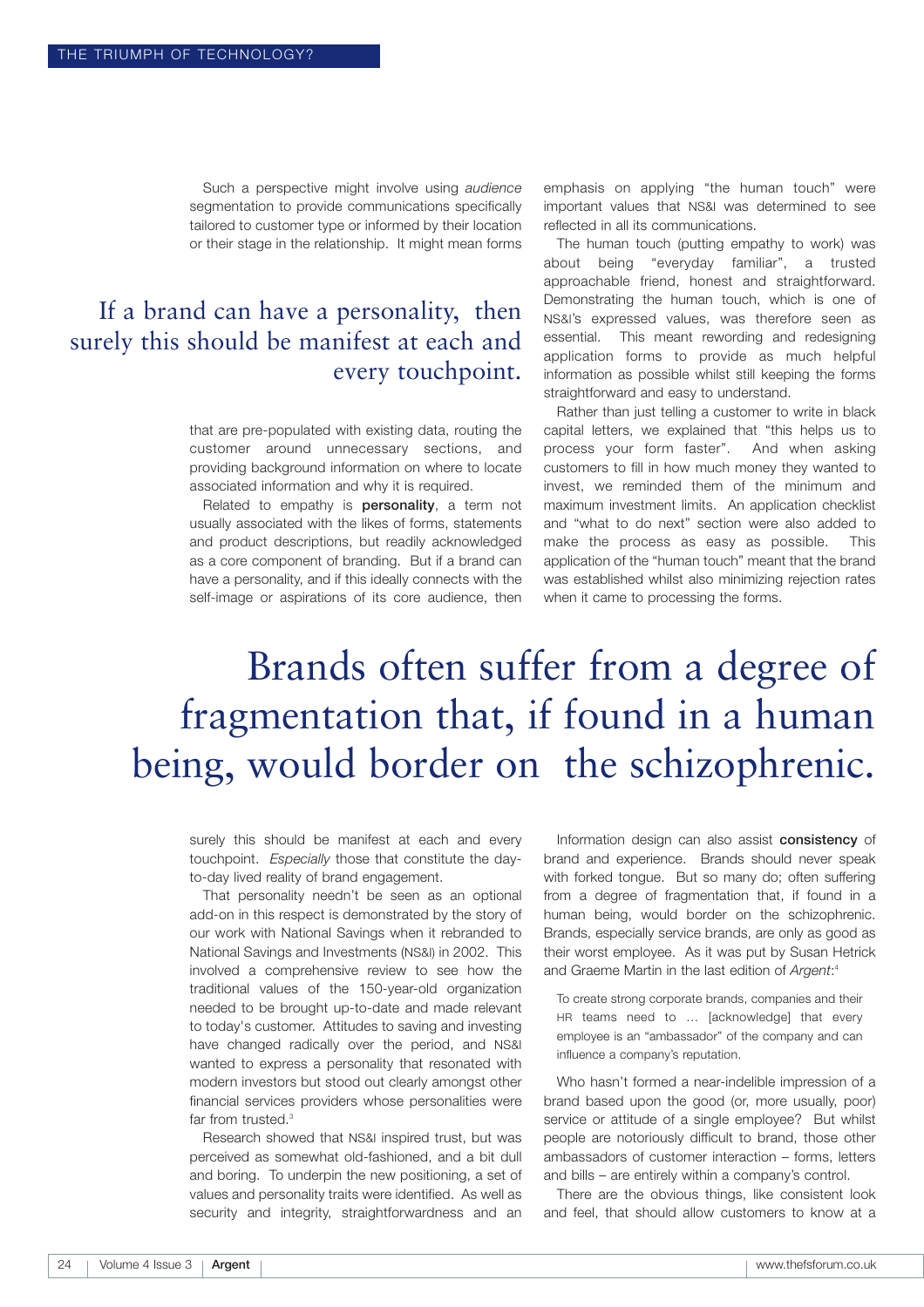Such a perspective might involve using *audience* segmentation to provide communications specifically tailored to customer type or informed by their location or their stage in the relationship. It might mean forms that are pre-populated with existing data, routing the customer around unnecessary sections, and providing background information on where to locate associated information and why it is required.

> If a brand can have a personality, then surely this should be manifest at each and every touchpoint.

Related to empathy is **personality**, a term not usually associated with the likes of forms, statements and product descriptions, but readily acknowledged as a core component of branding. But if a brand can have a personality, and if this ideally connects with the self-image or aspirations of its core audience, then surely this should be manifest at each and every touchpoint. *Especially* those that constitute the day-to-day lived reality of brand engagement.

That personality needn't be seen as an optional add-on in this respect is demonstrated by the story of our work with National Savings when it rebranded to National Savings and Investments (NS&I) in 2002. This involved a comprehensive review to see how the traditional values of the 150-year-old organization needed to be brought up-to-date and made relevant to today's customer. Attitudes to saving and investing have changed radically over the period, and NS&I wanted to express a personality that resonated with modern investors but stood out clearly amongst other financial services providers whose personalities were far from trusted.[3]

Research showed that NS&I inspired trust, but was perceived as somewhat old-fashioned, and a bit dull and boring. To underpin the new positioning, a set of values and personality traits were identified. As well as security and integrity, straightforwardness and an emphasis on applying "the human touch" were important values that NS&I was determined to see reflected in all its communications.

The human touch (putting empathy to work) was about being "everyday familiar", a trusted approachable friend, honest and straightforward. Demonstrating the human touch, which is one of NS&I's expressed values, was therefore seen as essential. This meant rewording and redesigning application forms to provide as much helpful information as possible whilst still keeping the forms straightforward and easy to understand.

Rather than just telling a customer to write in black capital letters, we explained that "this helps us to process your form faster". And when asking customers to fill in how much money they wanted to invest, we reminded them of the minimum and maximum investment limits. An application checklist and "what to do next" section were also added to make the process as easy as possible. This application of the "human touch" meant that the brand was established whilst also minimizing rejection rates when it came to processing the forms.

> Brands often suffer from a degree of fragmentation that, if found in a human being, would border on the schizophrenic.

Information design can also assist **consistency** of brand and experience. Brands should never speak with forked tongue. But so many do; often suffering from a degree of fragmentation that, if found in a human being, would border on the schizophrenic. Brands, especially service brands, are only as good as their worst employee. As it was put by Susan Hetrick and Graeme Martin in the last edition of *Argent*:[4]

> To create strong corporate brands, companies and their HR teams need to … [acknowledge] that every employee is an "ambassador" of the company and can influence a company's reputation.

Who hasn't formed a near-indelible impression of a brand based upon the good (or, more usually, poor) service or attitude of a single employee? But whilst people are notoriously difficult to brand, those other ambassadors of customer interaction – forms, letters and bills – are entirely within a company's control.

There are the obvious things, like consistent look and feel, that should allow customers to know at a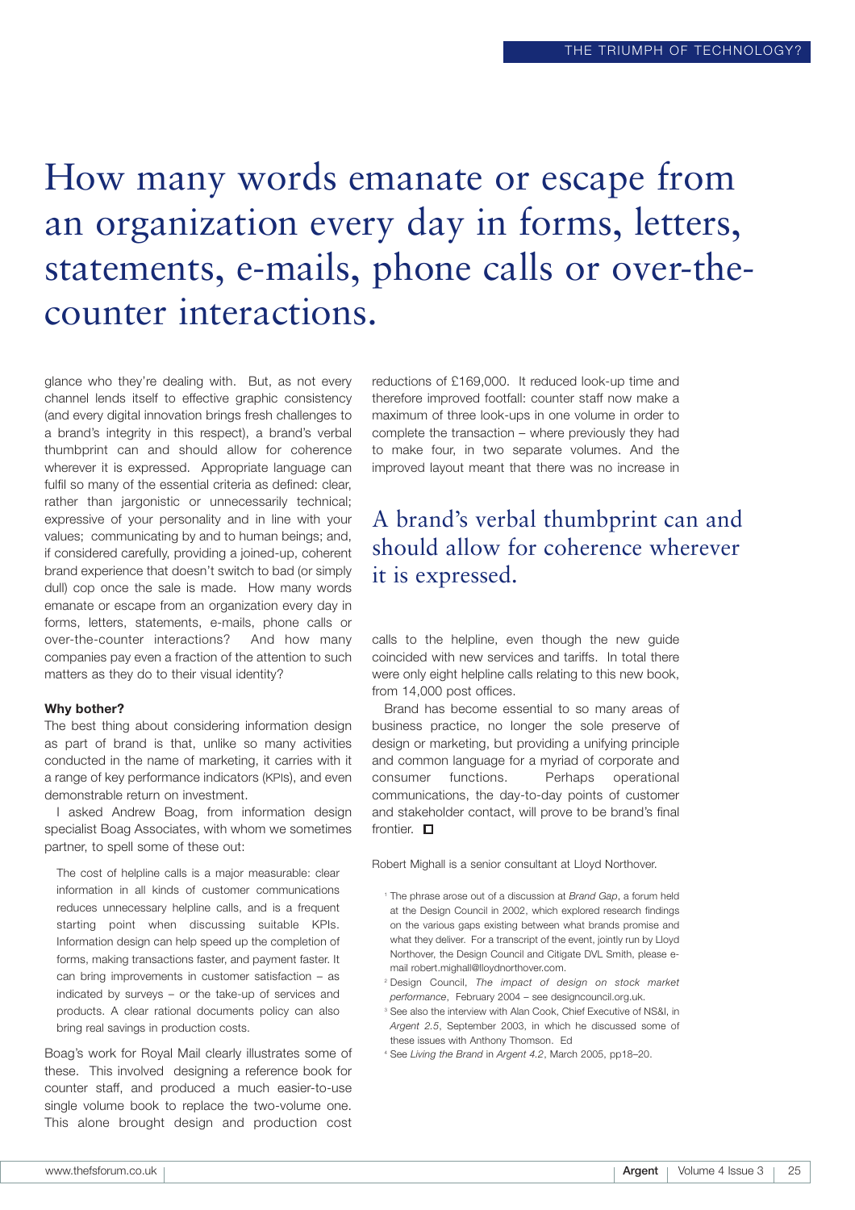How many words emanate or escape from an organization every day in forms, letters, statements, e-mails, phone calls or over-the-counter interactions.

glance who they're dealing with. But, as not every channel lends itself to effective graphic consistency (and every digital innovation brings fresh challenges to a brand's integrity in this respect), a brand's verbal thumbprint can and should allow for coherence wherever it is expressed. Appropriate language can fulfil so many of the essential criteria as defined: clear, rather than jargonistic or unnecessarily technical; expressive of your personality and in line with your values; communicating by and to human beings; and, if considered carefully, providing a joined-up, coherent brand experience that doesn't switch to bad (or simply dull) cop once the sale is made. How many words emanate or escape from an organization every day in forms, letters, statements, e-mails, phone calls or over-the-counter interactions? And how many companies pay even a fraction of the attention to such matters as they do to their visual identity?

**Why bother?**

The best thing about considering information design as part of brand is that, unlike so many activities conducted in the name of marketing, it carries with it a range of key performance indicators (KPIs), and even demonstrable return on investment.

I asked Andrew Boag, from information design specialist Boag Associates, with whom we sometimes partner, to spell some of these out:

> The cost of helpline calls is a major measurable: clear information in all kinds of customer communications reduces unnecessary helpline calls, and is a frequent starting point when discussing suitable KPIs. Information design can help speed up the completion of forms, making transactions faster, and payment faster. It can bring improvements in customer satisfaction – as indicated by surveys – or the take-up of services and products. A clear rational documents policy can also bring real savings in production costs.

Boag's work for Royal Mail clearly illustrates some of these. This involved designing a reference book for counter staff, and produced a much easier-to-use single volume book to replace the two-volume one. This alone brought design and production cost reductions of £169,000. It reduced look-up time and therefore improved footfall: counter staff now make a maximum of three look-ups in one volume in order to complete the transaction – where previously they had to make four, in two separate volumes. And the improved layout meant that there was no increase in calls to the helpline, even though the new guide coincided with new services and tariffs. In total there were only eight helpline calls relating to this new book, from 14,000 post offices.

A brand's verbal thumbprint can and should allow for coherence wherever it is expressed.

Brand has become essential to so many areas of business practice, no longer the sole preserve of design or marketing, but providing a unifying principle and common language for a myriad of corporate and consumer functions. Perhaps operational communications, the day-to-day points of customer and stakeholder contact, will prove to be brand's final frontier. □

Robert Mighall is a senior consultant at Lloyd Northover.

[1] The phrase arose out of a discussion at *Brand Gap*, a forum held at the Design Council in 2002, which explored research findings on the various gaps existing between what brands promise and what they deliver. For a transcript of the event, jointly run by Lloyd Northover, the Design Council and Citigate DVL Smith, please e-mail robert.mighall@lloydnorthover.com.

[2] Design Council, *The impact of design on stock market performance*, February 2004 – see designcouncil.org.uk.

[3] See also the interview with Alan Cook, Chief Executive of NS&I, in *Argent 2.5*, September 2003, in which he discussed some of these issues with Anthony Thomson. Ed

[4] See *Living the Brand* in *Argent 4.2*, March 2005, pp18–20.